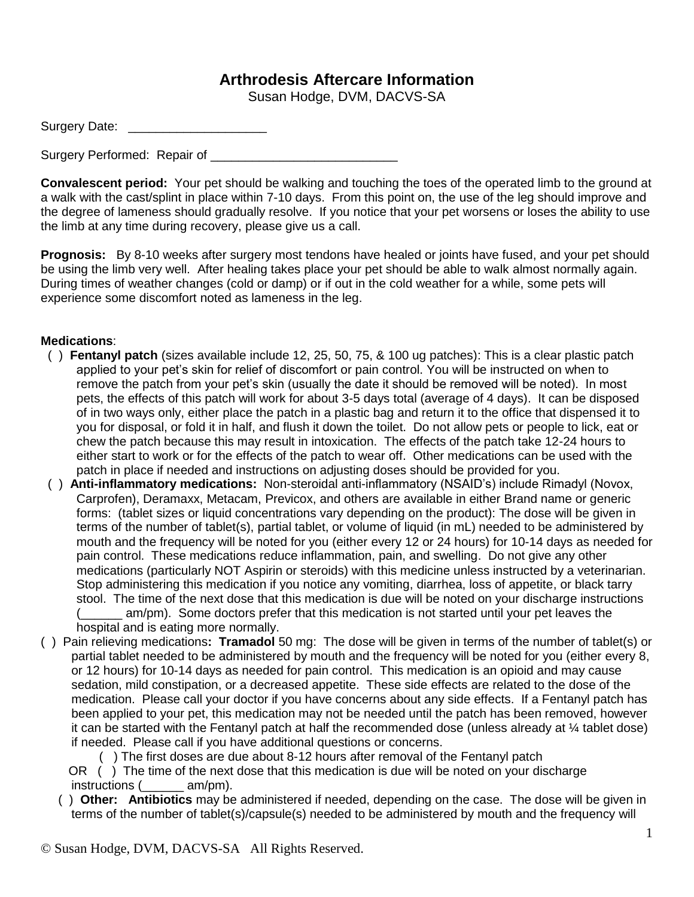# Arthrodesis Aftercare Information

Susan Hodge, DVM, DACVS-SA

Surgery Date: ____________________

Surgery Performed: Repair of ___________________________

**Convalescent period:** Your pet should be walking and touching the toes of the operated limb to the ground at a walk with the cast/splint in place within 7-10 days. From this point on, the use of the leg should improve and the degree of lameness should gradually resolve. If you notice that your pet worsens or loses the ability to use the limb at any time during recovery, please give us a call.

**Prognosis:** By 8-10 weeks after surgery most tendons have healed or joints have fused, and your pet should be using the limb very well. After healing takes place your pet should be able to walk almost normally again. During times of weather changes (cold or damp) or if out in the cold weather for a while, some pets will experience some discomfort noted as lameness in the leg.

**Medications**:

( ) **Fentanyl patch** (sizes available include 12, 25, 50, 75, & 100 ug patches): This is a clear plastic patch applied to your pet's skin for relief of discomfort or pain control. You will be instructed on when to remove the patch from your pet's skin (usually the date it should be removed will be noted). In most pets, the effects of this patch will work for about 3-5 days total (average of 4 days). It can be disposed of in two ways only, either place the patch in a plastic bag and return it to the office that dispensed it to you for disposal, or fold it in half, and flush it down the toilet. Do not allow pets or people to lick, eat or chew the patch because this may result in intoxication. The effects of the patch take 12-24 hours to either start to work or for the effects of the patch to wear off. Other medications can be used with the patch in place if needed and instructions on adjusting doses should be provided for you.

( ) **Anti-inflammatory medications:** Non-steroidal anti-inflammatory (NSAID's) include Rimadyl (Novox, Carprofen), Deramaxx, Metacam, Previcox, and others are available in either Brand name or generic forms: (tablet sizes or liquid concentrations vary depending on the product): The dose will be given in terms of the number of tablet(s), partial tablet, or volume of liquid (in mL) needed to be administered by mouth and the frequency will be noted for you (either every 12 or 24 hours) for 10-14 days as needed for pain control. These medications reduce inflammation, pain, and swelling. Do not give any other medications (particularly NOT Aspirin or steroids) with this medicine unless instructed by a veterinarian. Stop administering this medication if you notice any vomiting, diarrhea, loss of appetite, or black tarry stool. The time of the next dose that this medication is due will be noted on your discharge instructions (______ am/pm). Some doctors prefer that this medication is not started until your pet leaves the hospital and is eating more normally.

( ) Pain relieving medications**: Tramadol** 50 mg: The dose will be given in terms of the number of tablet(s) or partial tablet needed to be administered by mouth and the frequency will be noted for you (either every 8, or 12 hours) for 10-14 days as needed for pain control. This medication is an opioid and may cause sedation, mild constipation, or a decreased appetite. These side effects are related to the dose of the medication. Please call your doctor if you have concerns about any side effects. If a Fentanyl patch has been applied to your pet, this medication may not be needed until the patch has been removed, however it can be started with the Fentanyl patch at half the recommended dose (unless already at ¼ tablet dose) if needed. Please call if you have additional questions or concerns.

( ) The first doses are due about 8-12 hours after removal of the Fentanyl patch

OR ( ) The time of the next dose that this medication is due will be noted on your discharge instructions (______ am/pm).

( ) **Other: Antibiotics** may be administered if needed, depending on the case. The dose will be given in terms of the number of tablet(s)/capsule(s) needed to be administered by mouth and the frequency will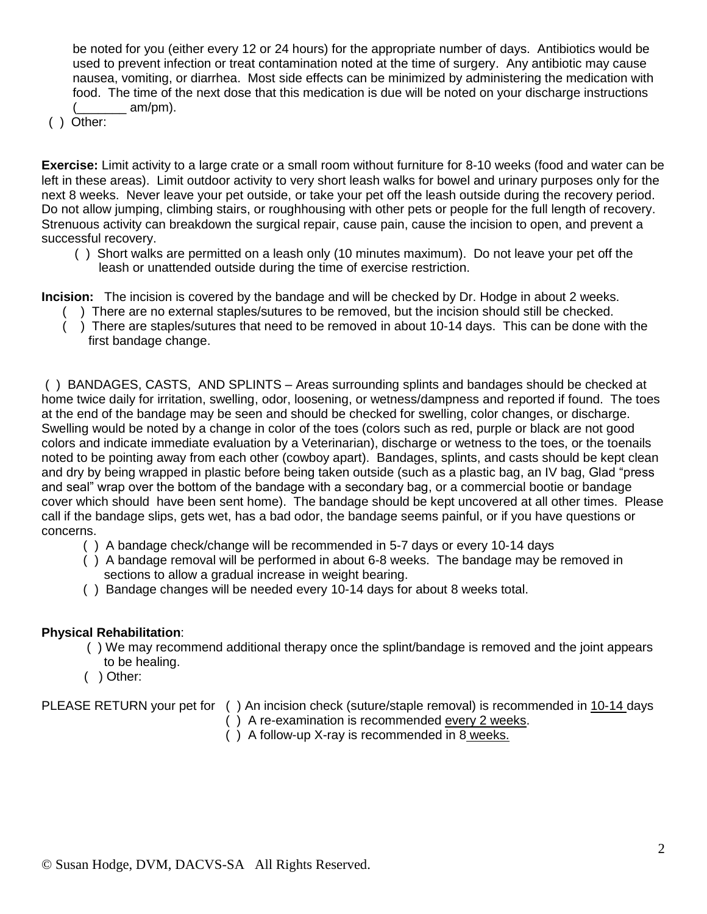be noted for you (either every 12 or 24 hours) for the appropriate number of days. Antibiotics would be used to prevent infection or treat contamination noted at the time of surgery. Any antibiotic may cause nausea, vomiting, or diarrhea. Most side effects can be minimized by administering the medication with food. The time of the next dose that this medication is due will be noted on your discharge instructions (_______ am/pm).

( ) Other:

**Exercise:** Limit activity to a large crate or a small room without furniture for 8-10 weeks (food and water can be left in these areas). Limit outdoor activity to very short leash walks for bowel and urinary purposes only for the next 8 weeks. Never leave your pet outside, or take your pet off the leash outside during the recovery period. Do not allow jumping, climbing stairs, or roughhousing with other pets or people for the full length of recovery. Strenuous activity can breakdown the surgical repair, cause pain, cause the incision to open, and prevent a successful recovery.

( ) Short walks are permitted on a leash only (10 minutes maximum). Do not leave your pet off the leash or unattended outside during the time of exercise restriction.

**Incision:** The incision is covered by the bandage and will be checked by Dr. Hodge in about 2 weeks.

( ) There are no external staples/sutures to be removed, but the incision should still be checked.

( ) There are staples/sutures that need to be removed in about 10-14 days. This can be done with the first bandage change.

( ) BANDAGES, CASTS, AND SPLINTS – Areas surrounding splints and bandages should be checked at home twice daily for irritation, swelling, odor, loosening, or wetness/dampness and reported if found. The toes at the end of the bandage may be seen and should be checked for swelling, color changes, or discharge. Swelling would be noted by a change in color of the toes (colors such as red, purple or black are not good colors and indicate immediate evaluation by a Veterinarian), discharge or wetness to the toes, or the toenails noted to be pointing away from each other (cowboy apart). Bandages, splints, and casts should be kept clean and dry by being wrapped in plastic before being taken outside (such as a plastic bag, an IV bag, Glad "press and seal" wrap over the bottom of the bandage with a secondary bag, or a commercial bootie or bandage cover which should have been sent home). The bandage should be kept uncovered at all other times. Please call if the bandage slips, gets wet, has a bad odor, the bandage seems painful, or if you have questions or concerns.

( ) A bandage check/change will be recommended in 5-7 days or every 10-14 days

( ) A bandage removal will be performed in about 6-8 weeks. The bandage may be removed in sections to allow a gradual increase in weight bearing.

( ) Bandage changes will be needed every 10-14 days for about 8 weeks total.

**Physical Rehabilitation**:

( ) We may recommend additional therapy once the splint/bandage is removed and the joint appears to be healing.

( ) Other:

PLEASE RETURN your pet for ( ) An incision check (suture/staple removal) is recommended in 10-14 days

( ) A re-examination is recommended every 2 weeks.

( ) A follow-up X-ray is recommended in 8 weeks.

© Susan Hodge, DVM, DACVS-SA All Rights Reserved.